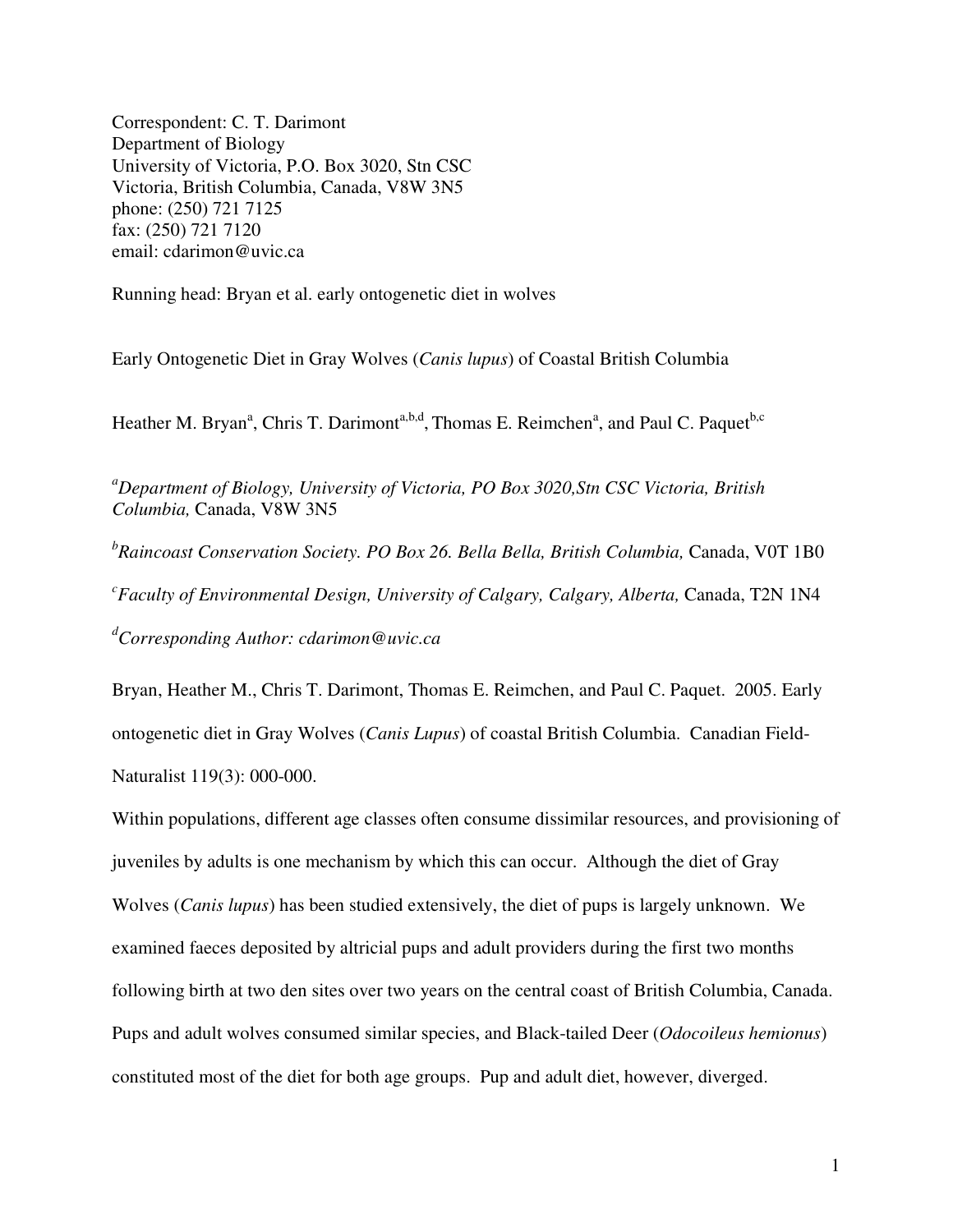Correspondent: C. T. Darimont
Department of Biology
University of Victoria, P.O. Box 3020, Stn CSC
Victoria, British Columbia, Canada, V8W 3N5
phone: (250) 721 7125
fax: (250) 721 7120
email: cdarimon@uvic.ca

Running head: Bryan et al. early ontogenetic diet in wolves

# Early Ontogenetic Diet in Gray Wolves (*Canis lupus*) of Coastal British Columbia

Heather M. Bryan[a], Chris T. Darimont[a,b,d], Thomas E. Reimchen[a], and Paul C. Paquet[b,c]

[a]*Department of Biology, University of Victoria, PO Box 3020,Stn CSC Victoria, British Columbia,* Canada, V8W 3N5

[b]*Raincoast Conservation Society. PO Box 26. Bella Bella, British Columbia,* Canada, V0T 1B0

[c]*Faculty of Environmental Design, University of Calgary, Calgary, Alberta,* Canada, T2N 1N4

[d]*Corresponding Author: cdarimon@uvic.ca*

Bryan, Heather M., Chris T. Darimont, Thomas E. Reimchen, and Paul C. Paquet. 2005. Early ontogenetic diet in Gray Wolves (*Canis Lupus*) of coastal British Columbia. Canadian Field-Naturalist 119(3): 000-000.

Within populations, different age classes often consume dissimilar resources, and provisioning of juveniles by adults is one mechanism by which this can occur. Although the diet of Gray Wolves (*Canis lupus*) has been studied extensively, the diet of pups is largely unknown. We examined faeces deposited by altricial pups and adult providers during the first two months following birth at two den sites over two years on the central coast of British Columbia, Canada. Pups and adult wolves consumed similar species, and Black-tailed Deer (*Odocoileus hemionus*) constituted most of the diet for both age groups. Pup and adult diet, however, diverged.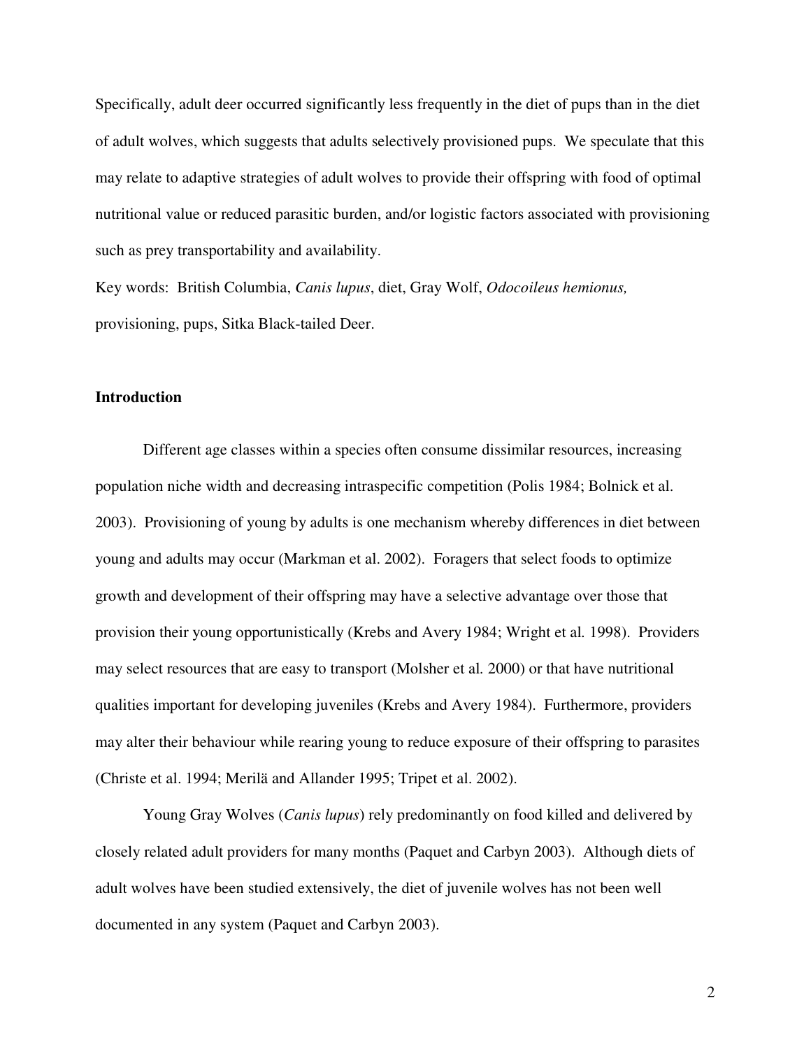Specifically, adult deer occurred significantly less frequently in the diet of pups than in the diet of adult wolves, which suggests that adults selectively provisioned pups. We speculate that this may relate to adaptive strategies of adult wolves to provide their offspring with food of optimal nutritional value or reduced parasitic burden, and/or logistic factors associated with provisioning such as prey transportability and availability.

Key words: British Columbia, *Canis lupus*, diet, Gray Wolf, *Odocoileus hemionus,* provisioning, pups, Sitka Black-tailed Deer.

## Introduction

Different age classes within a species often consume dissimilar resources, increasing population niche width and decreasing intraspecific competition (Polis 1984; Bolnick et al. 2003). Provisioning of young by adults is one mechanism whereby differences in diet between young and adults may occur (Markman et al. 2002). Foragers that select foods to optimize growth and development of their offspring may have a selective advantage over those that provision their young opportunistically (Krebs and Avery 1984; Wright et al. 1998). Providers may select resources that are easy to transport (Molsher et al. 2000) or that have nutritional qualities important for developing juveniles (Krebs and Avery 1984). Furthermore, providers may alter their behaviour while rearing young to reduce exposure of their offspring to parasites (Christe et al. 1994; Merilä and Allander 1995; Tripet et al. 2002).

Young Gray Wolves (*Canis lupus*) rely predominantly on food killed and delivered by closely related adult providers for many months (Paquet and Carbyn 2003). Although diets of adult wolves have been studied extensively, the diet of juvenile wolves has not been well documented in any system (Paquet and Carbyn 2003).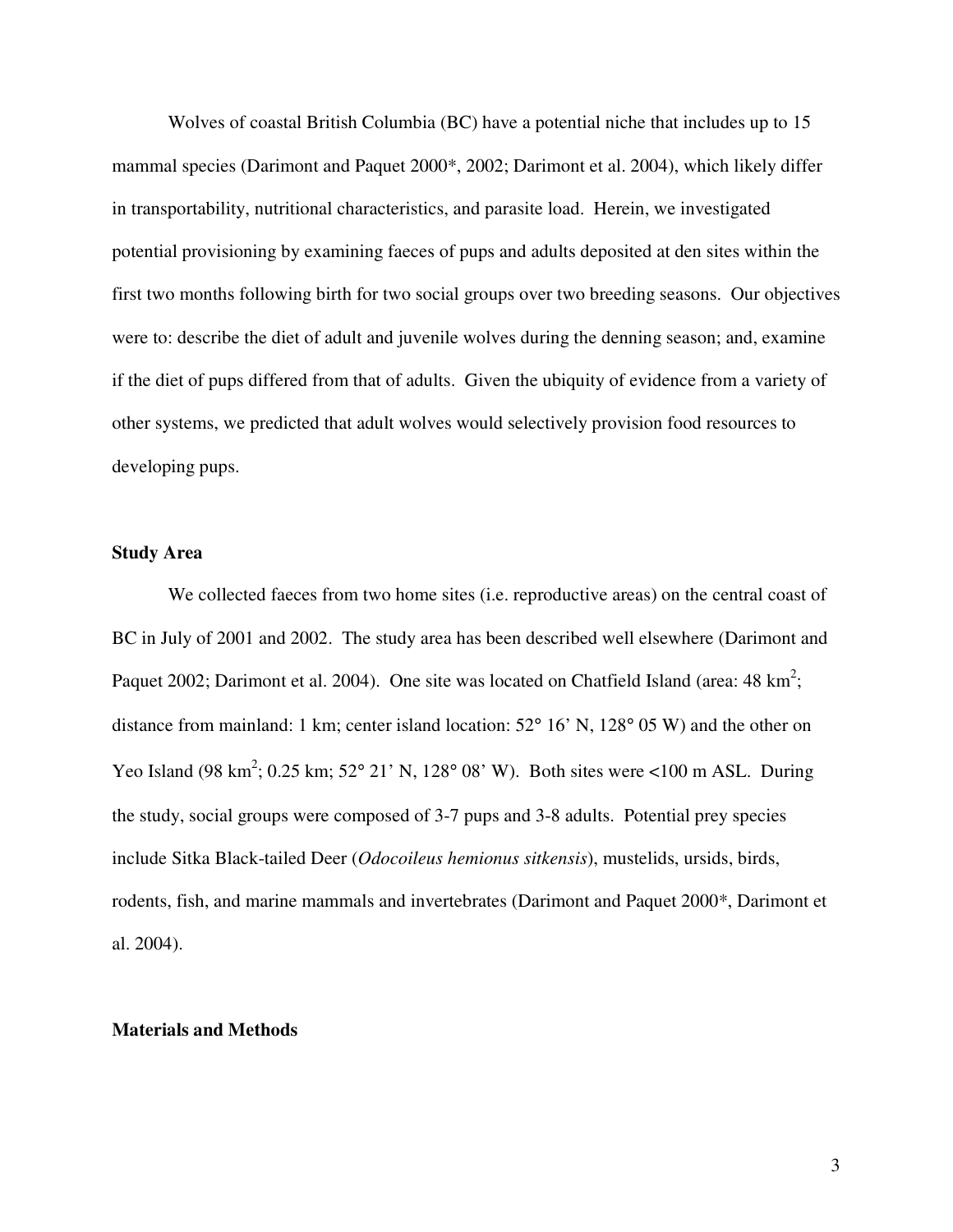Wolves of coastal British Columbia (BC) have a potential niche that includes up to 15 mammal species (Darimont and Paquet 2000*, 2002; Darimont et al. 2004), which likely differ in transportability, nutritional characteristics, and parasite load. Herein, we investigated potential provisioning by examining faeces of pups and adults deposited at den sites within the first two months following birth for two social groups over two breeding seasons. Our objectives were to: describe the diet of adult and juvenile wolves during the denning season; and, examine if the diet of pups differed from that of adults. Given the ubiquity of evidence from a variety of other systems, we predicted that adult wolves would selectively provision food resources to developing pups.

## Study Area

We collected faeces from two home sites (i.e. reproductive areas) on the central coast of BC in July of 2001 and 2002. The study area has been described well elsewhere (Darimont and Paquet 2002; Darimont et al. 2004). One site was located on Chatfield Island (area: 48 km$^2$; distance from mainland: 1 km; center island location: 52° 16' N, 128° 05 W) and the other on Yeo Island (98 km$^2$; 0.25 km; 52° 21' N, 128° 08' W). Both sites were <100 m ASL. During the study, social groups were composed of 3-7 pups and 3-8 adults. Potential prey species include Sitka Black-tailed Deer (*Odocoileus hemionus sitkensis*), mustelids, ursids, birds, rodents, fish, and marine mammals and invertebrates (Darimont and Paquet 2000*, Darimont et al. 2004).

## Materials and Methods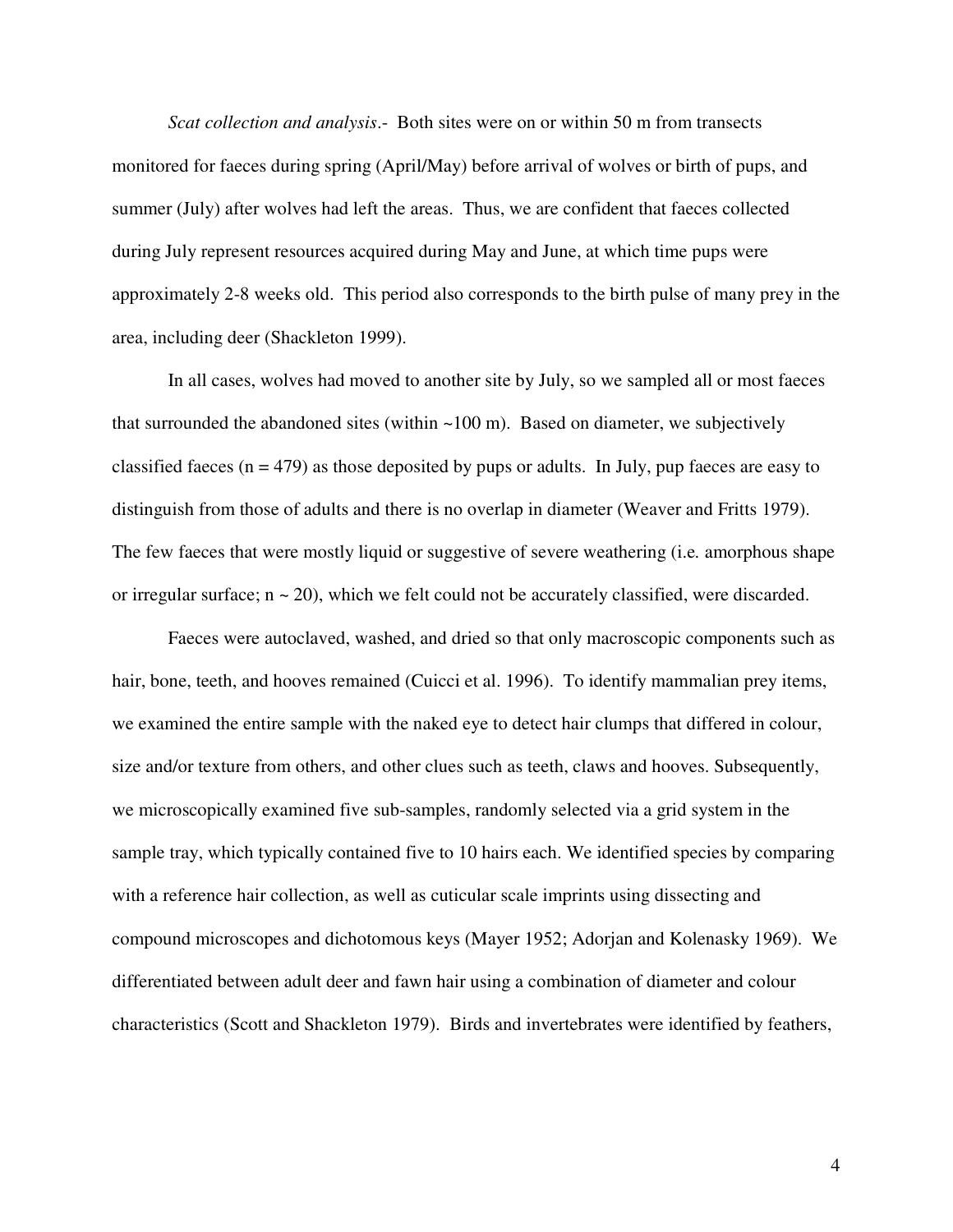*Scat collection and analysis*.- Both sites were on or within 50 m from transects monitored for faeces during spring (April/May) before arrival of wolves or birth of pups, and summer (July) after wolves had left the areas. Thus, we are confident that faeces collected during July represent resources acquired during May and June, at which time pups were approximately 2-8 weeks old. This period also corresponds to the birth pulse of many prey in the area, including deer (Shackleton 1999).

In all cases, wolves had moved to another site by July, so we sampled all or most faeces that surrounded the abandoned sites (within ~100 m). Based on diameter, we subjectively classified faeces (n = 479) as those deposited by pups or adults. In July, pup faeces are easy to distinguish from those of adults and there is no overlap in diameter (Weaver and Fritts 1979). The few faeces that were mostly liquid or suggestive of severe weathering (i.e. amorphous shape or irregular surface; n ~ 20), which we felt could not be accurately classified, were discarded.

Faeces were autoclaved, washed, and dried so that only macroscopic components such as hair, bone, teeth, and hooves remained (Cuicci et al. 1996). To identify mammalian prey items, we examined the entire sample with the naked eye to detect hair clumps that differed in colour, size and/or texture from others, and other clues such as teeth, claws and hooves. Subsequently, we microscopically examined five sub-samples, randomly selected via a grid system in the sample tray, which typically contained five to 10 hairs each. We identified species by comparing with a reference hair collection, as well as cuticular scale imprints using dissecting and compound microscopes and dichotomous keys (Mayer 1952; Adorjan and Kolenasky 1969). We differentiated between adult deer and fawn hair using a combination of diameter and colour characteristics (Scott and Shackleton 1979). Birds and invertebrates were identified by feathers,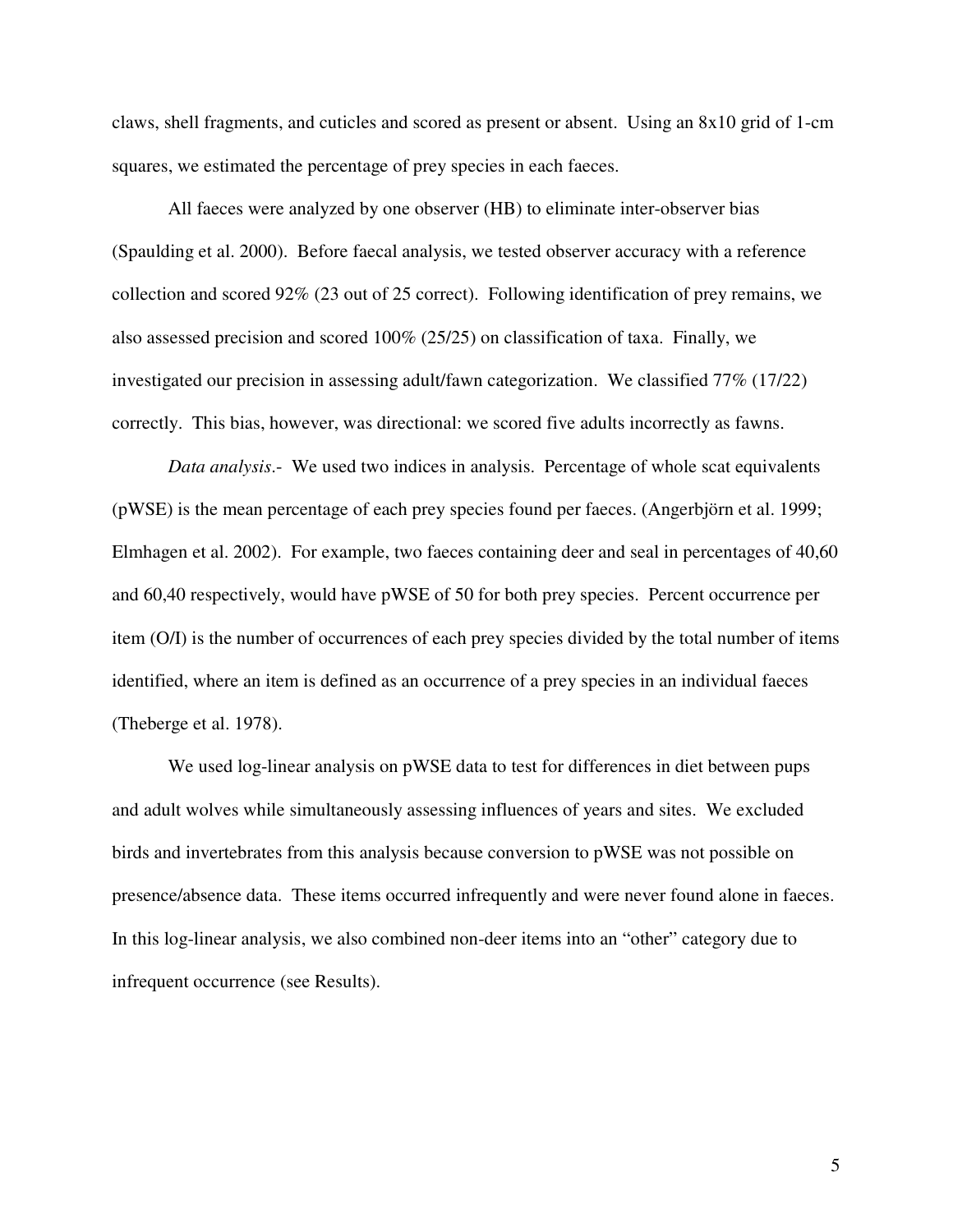claws, shell fragments, and cuticles and scored as present or absent. Using an 8x10 grid of 1-cm squares, we estimated the percentage of prey species in each faeces.

All faeces were analyzed by one observer (HB) to eliminate inter-observer bias (Spaulding et al. 2000). Before faecal analysis, we tested observer accuracy with a reference collection and scored 92% (23 out of 25 correct). Following identification of prey remains, we also assessed precision and scored 100% (25/25) on classification of taxa. Finally, we investigated our precision in assessing adult/fawn categorization. We classified 77% (17/22) correctly. This bias, however, was directional: we scored five adults incorrectly as fawns.

*Data analysis*.- We used two indices in analysis. Percentage of whole scat equivalents (pWSE) is the mean percentage of each prey species found per faeces. (Angerbjörn et al. 1999; Elmhagen et al. 2002). For example, two faeces containing deer and seal in percentages of 40,60 and 60,40 respectively, would have pWSE of 50 for both prey species. Percent occurrence per item (O/I) is the number of occurrences of each prey species divided by the total number of items identified, where an item is defined as an occurrence of a prey species in an individual faeces (Theberge et al. 1978).

We used log-linear analysis on pWSE data to test for differences in diet between pups and adult wolves while simultaneously assessing influences of years and sites. We excluded birds and invertebrates from this analysis because conversion to pWSE was not possible on presence/absence data. These items occurred infrequently and were never found alone in faeces. In this log-linear analysis, we also combined non-deer items into an "other" category due to infrequent occurrence (see Results).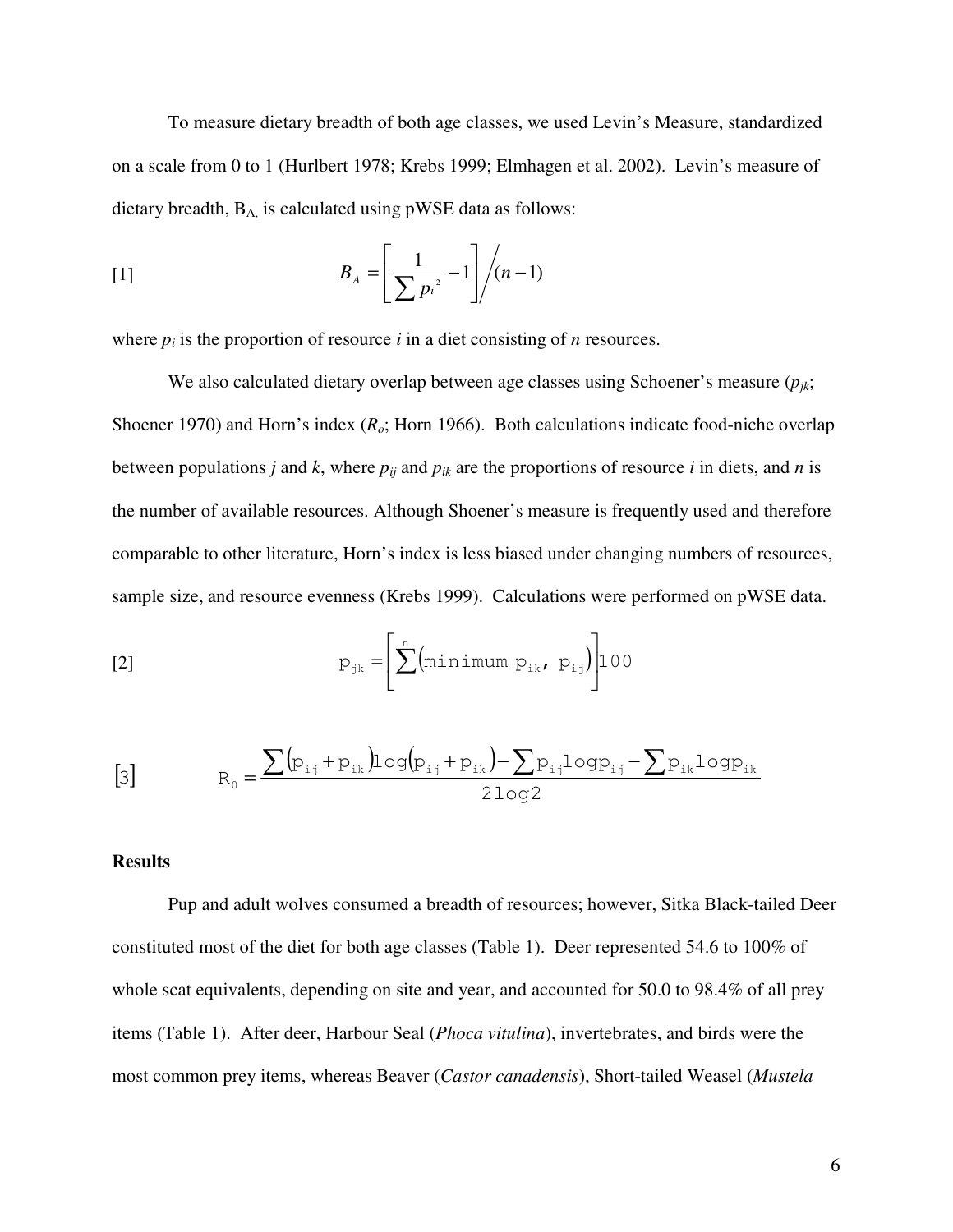To measure dietary breadth of both age classes, we used Levin's Measure, standardized on a scale from 0 to 1 (Hurlbert 1978; Krebs 1999; Elmhagen et al. 2002). Levin's measure of dietary breadth, $B_A$, is calculated using pWSE data as follows:

$$[1] \qquad B_A = \left[ \frac{1}{\sum p_i^2} - 1 \right] \Big/ (n-1)$$

where $p_i$ is the proportion of resource $i$ in a diet consisting of $n$ resources.

We also calculated dietary overlap between age classes using Schoener's measure ($p_{jk}$; Shoener 1970) and Horn's index ($R_o$; Horn 1966). Both calculations indicate food-niche overlap between populations $j$ and $k$, where $p_{ij}$ and $p_{ik}$ are the proportions of resource $i$ in diets, and $n$ is the number of available resources. Although Shoener's measure is frequently used and therefore comparable to other literature, Horn's index is less biased under changing numbers of resources, sample size, and resource evenness (Krebs 1999). Calculations were performed on pWSE data.

$$[2] \qquad p_{jk} = \left[ \sum^{n} \left( \text{minimum } p_{ik},\ p_{ij} \right) \right] 100$$

$$[3] \qquad R_0 = \frac{\sum (p_{ij} + p_{ik}) \log (p_{ij} + p_{ik}) - \sum p_{ij} \log p_{ij} - \sum p_{ik} \log p_{ik}}{2 \log 2}$$

**Results**

Pup and adult wolves consumed a breadth of resources; however, Sitka Black-tailed Deer constituted most of the diet for both age classes (Table 1). Deer represented 54.6 to 100% of whole scat equivalents, depending on site and year, and accounted for 50.0 to 98.4% of all prey items (Table 1). After deer, Harbour Seal (*Phoca vitulina*), invertebrates, and birds were the most common prey items, whereas Beaver (*Castor canadensis*), Short-tailed Weasel (*Mustela*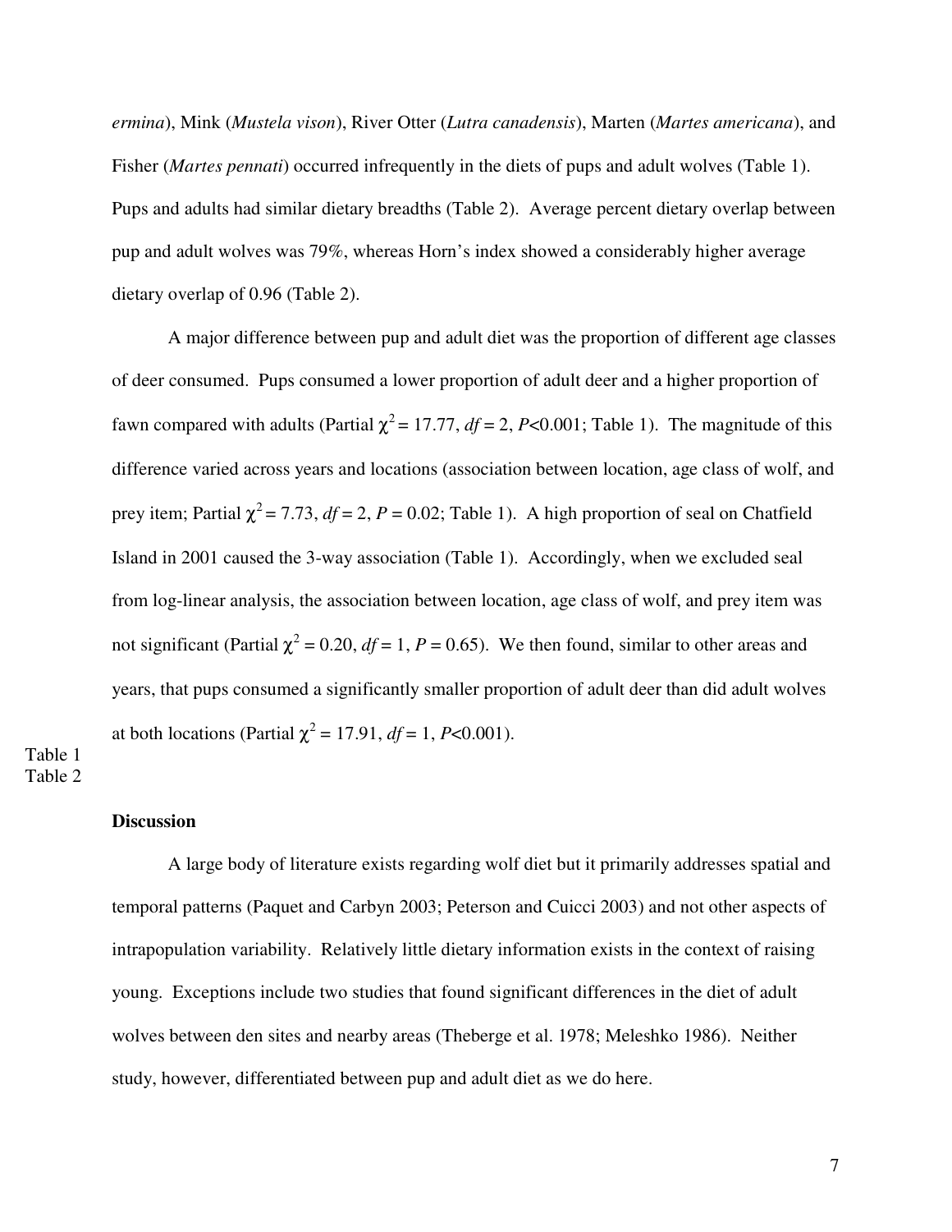ermina), Mink (*Mustela vison*), River Otter (*Lutra canadensis*), Marten (*Martes americana*), and Fisher (*Martes pennati*) occurred infrequently in the diets of pups and adult wolves (Table 1). Pups and adults had similar dietary breadths (Table 2). Average percent dietary overlap between pup and adult wolves was 79%, whereas Horn's index showed a considerably higher average dietary overlap of 0.96 (Table 2).

A major difference between pup and adult diet was the proportion of different age classes of deer consumed. Pups consumed a lower proportion of adult deer and a higher proportion of fawn compared with adults (Partial $\chi^2 = 17.77$, $df = 2$, $P<0.001$; Table 1). The magnitude of this difference varied across years and locations (association between location, age class of wolf, and prey item; Partial $\chi^2 = 7.73$, $df = 2$, $P = 0.02$; Table 1). A high proportion of seal on Chatfield Island in 2001 caused the 3-way association (Table 1). Accordingly, when we excluded seal from log-linear analysis, the association between location, age class of wolf, and prey item was not significant (Partial $\chi^2 = 0.20$, $df = 1$, $P = 0.65$). We then found, similar to other areas and years, that pups consumed a significantly smaller proportion of adult deer than did adult wolves at both locations (Partial $\chi^2 = 17.91$, $df = 1$, $P<0.001$).

Table 1
Table 2

## Discussion

A large body of literature exists regarding wolf diet but it primarily addresses spatial and temporal patterns (Paquet and Carbyn 2003; Peterson and Cuicci 2003) and not other aspects of intrapopulation variability. Relatively little dietary information exists in the context of raising young. Exceptions include two studies that found significant differences in the diet of adult wolves between den sites and nearby areas (Theberge et al. 1978; Meleshko 1986). Neither study, however, differentiated between pup and adult diet as we do here.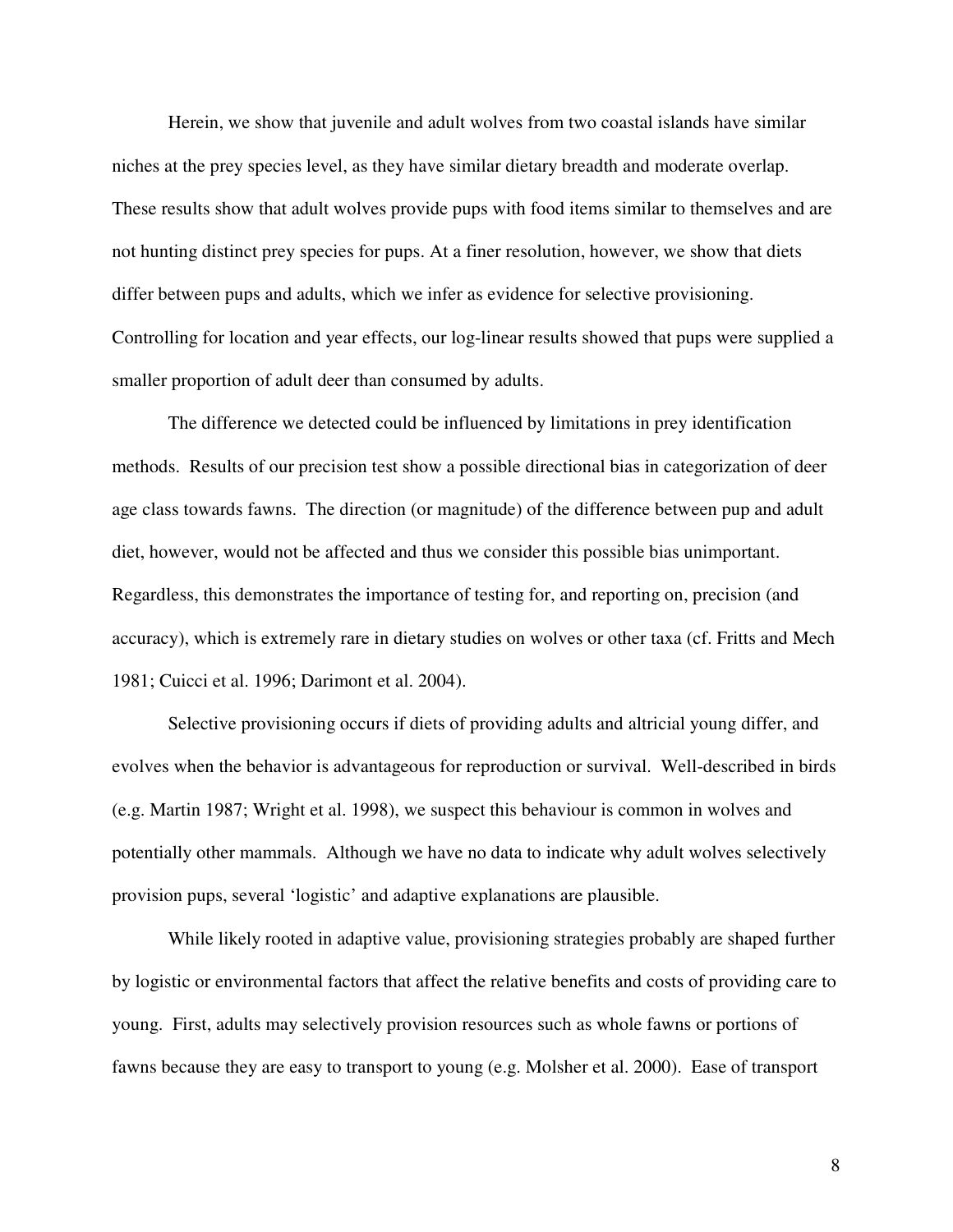Herein, we show that juvenile and adult wolves from two coastal islands have similar niches at the prey species level, as they have similar dietary breadth and moderate overlap. These results show that adult wolves provide pups with food items similar to themselves and are not hunting distinct prey species for pups. At a finer resolution, however, we show that diets differ between pups and adults, which we infer as evidence for selective provisioning. Controlling for location and year effects, our log-linear results showed that pups were supplied a smaller proportion of adult deer than consumed by adults.

The difference we detected could be influenced by limitations in prey identification methods. Results of our precision test show a possible directional bias in categorization of deer age class towards fawns. The direction (or magnitude) of the difference between pup and adult diet, however, would not be affected and thus we consider this possible bias unimportant. Regardless, this demonstrates the importance of testing for, and reporting on, precision (and accuracy), which is extremely rare in dietary studies on wolves or other taxa (cf. Fritts and Mech 1981; Cuicci et al. 1996; Darimont et al. 2004).

Selective provisioning occurs if diets of providing adults and altricial young differ, and evolves when the behavior is advantageous for reproduction or survival. Well-described in birds (e.g. Martin 1987; Wright et al. 1998), we suspect this behaviour is common in wolves and potentially other mammals. Although we have no data to indicate why adult wolves selectively provision pups, several 'logistic' and adaptive explanations are plausible.

While likely rooted in adaptive value, provisioning strategies probably are shaped further by logistic or environmental factors that affect the relative benefits and costs of providing care to young. First, adults may selectively provision resources such as whole fawns or portions of fawns because they are easy to transport to young (e.g. Molsher et al. 2000). Ease of transport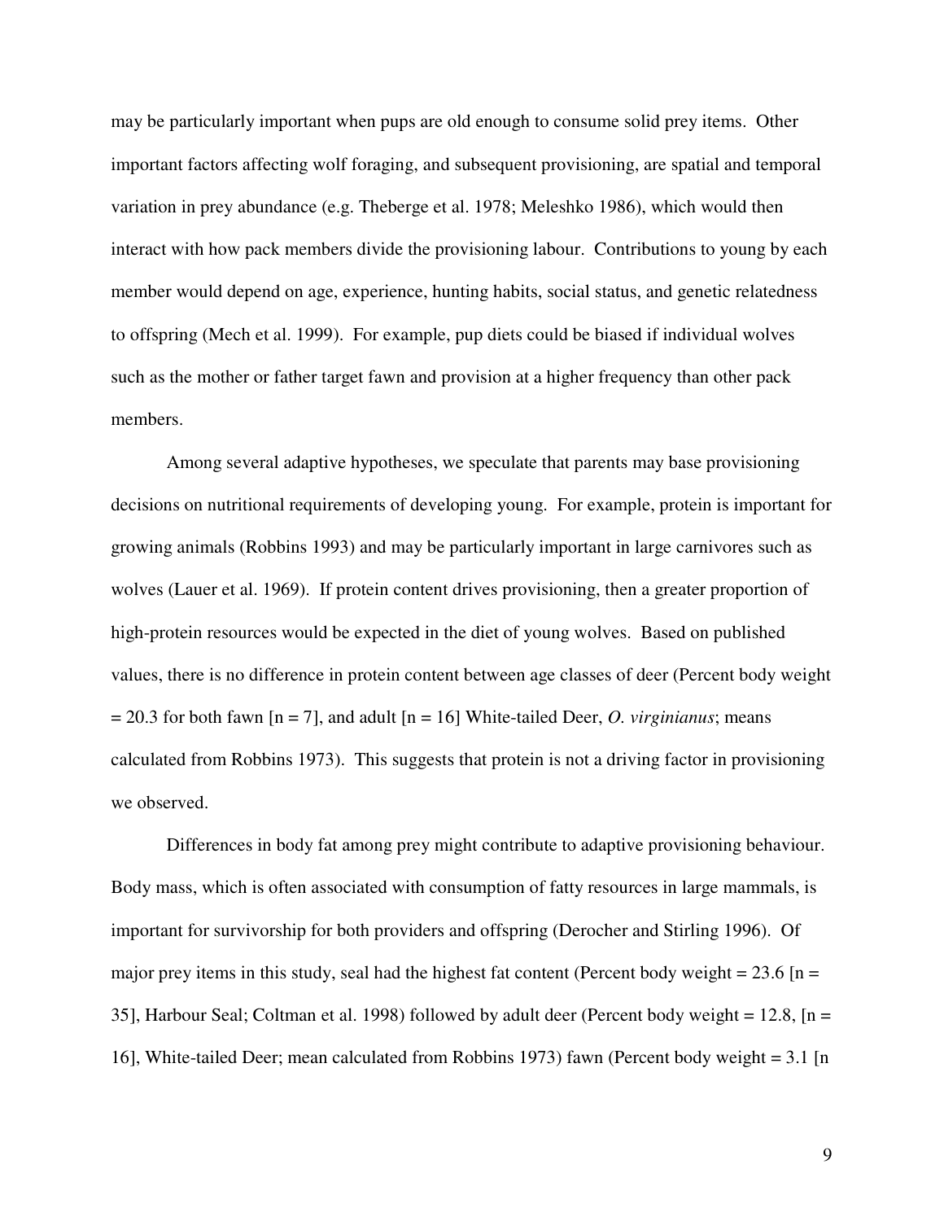may be particularly important when pups are old enough to consume solid prey items. Other important factors affecting wolf foraging, and subsequent provisioning, are spatial and temporal variation in prey abundance (e.g. Theberge et al. 1978; Meleshko 1986), which would then interact with how pack members divide the provisioning labour. Contributions to young by each member would depend on age, experience, hunting habits, social status, and genetic relatedness to offspring (Mech et al. 1999). For example, pup diets could be biased if individual wolves such as the mother or father target fawn and provision at a higher frequency than other pack members.

Among several adaptive hypotheses, we speculate that parents may base provisioning decisions on nutritional requirements of developing young. For example, protein is important for growing animals (Robbins 1993) and may be particularly important in large carnivores such as wolves (Lauer et al. 1969). If protein content drives provisioning, then a greater proportion of high-protein resources would be expected in the diet of young wolves. Based on published values, there is no difference in protein content between age classes of deer (Percent body weight = 20.3 for both fawn [n = 7], and adult [n = 16] White-tailed Deer, *O. virginianus*; means calculated from Robbins 1973). This suggests that protein is not a driving factor in provisioning we observed.

Differences in body fat among prey might contribute to adaptive provisioning behaviour. Body mass, which is often associated with consumption of fatty resources in large mammals, is important for survivorship for both providers and offspring (Derocher and Stirling 1996). Of major prey items in this study, seal had the highest fat content (Percent body weight = 23.6 [n = 35], Harbour Seal; Coltman et al. 1998) followed by adult deer (Percent body weight = 12.8, [n = 16], White-tailed Deer; mean calculated from Robbins 1973) fawn (Percent body weight = 3.1 [n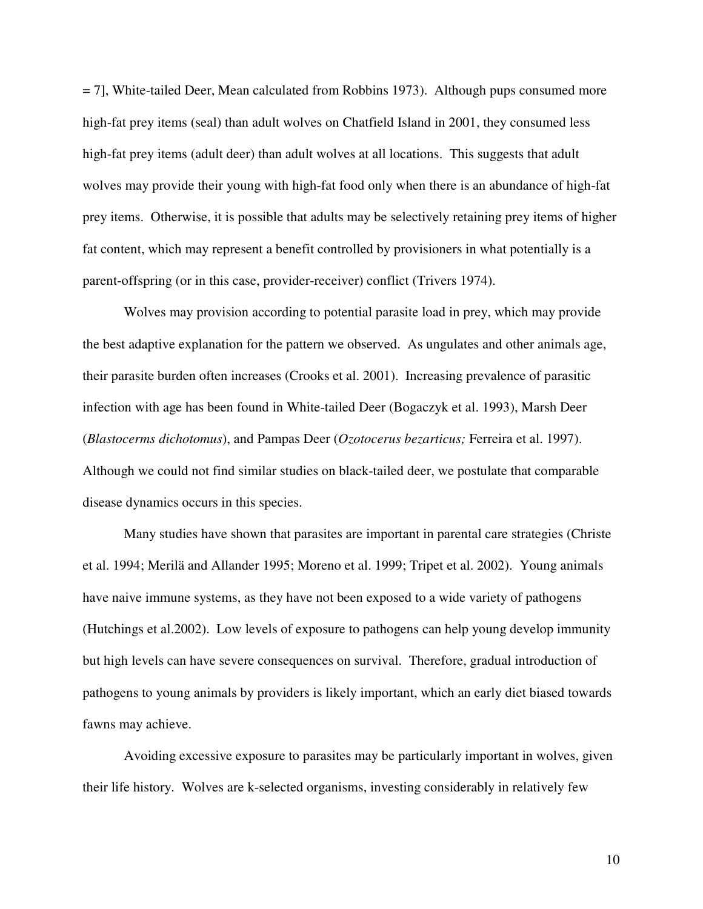= 7], White-tailed Deer, Mean calculated from Robbins 1973). Although pups consumed more high-fat prey items (seal) than adult wolves on Chatfield Island in 2001, they consumed less high-fat prey items (adult deer) than adult wolves at all locations. This suggests that adult wolves may provide their young with high-fat food only when there is an abundance of high-fat prey items. Otherwise, it is possible that adults may be selectively retaining prey items of higher fat content, which may represent a benefit controlled by provisioners in what potentially is a parent-offspring (or in this case, provider-receiver) conflict (Trivers 1974).

Wolves may provision according to potential parasite load in prey, which may provide the best adaptive explanation for the pattern we observed. As ungulates and other animals age, their parasite burden often increases (Crooks et al. 2001). Increasing prevalence of parasitic infection with age has been found in White-tailed Deer (Bogaczyk et al. 1993), Marsh Deer (*Blastocerms dichotomus*), and Pampas Deer (*Ozotocerus bezarticus;* Ferreira et al. 1997). Although we could not find similar studies on black-tailed deer, we postulate that comparable disease dynamics occurs in this species.

Many studies have shown that parasites are important in parental care strategies (Christe et al. 1994; Merilä and Allander 1995; Moreno et al. 1999; Tripet et al. 2002). Young animals have naive immune systems, as they have not been exposed to a wide variety of pathogens (Hutchings et al.2002). Low levels of exposure to pathogens can help young develop immunity but high levels can have severe consequences on survival. Therefore, gradual introduction of pathogens to young animals by providers is likely important, which an early diet biased towards fawns may achieve.

Avoiding excessive exposure to parasites may be particularly important in wolves, given their life history. Wolves are k-selected organisms, investing considerably in relatively few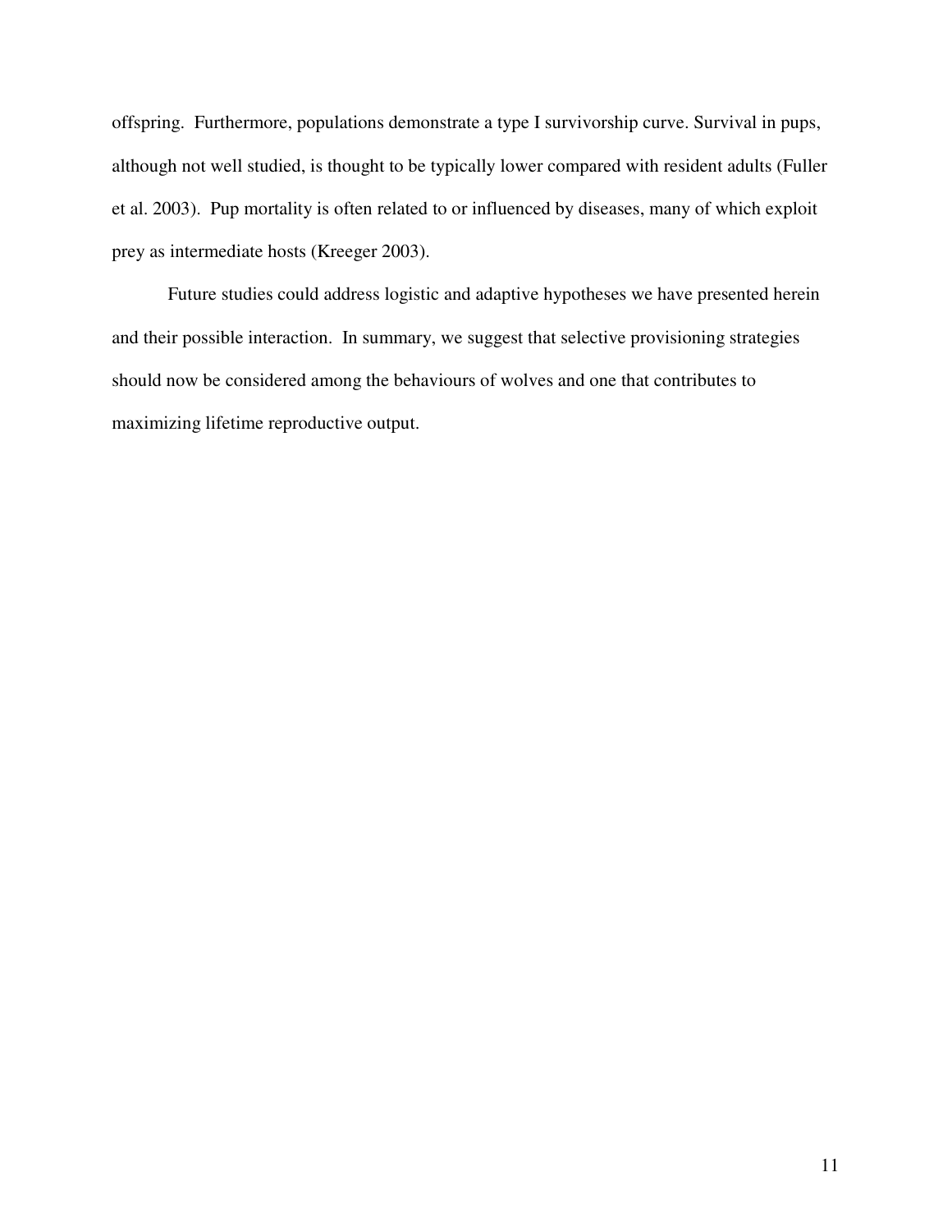offspring. Furthermore, populations demonstrate a type I survivorship curve. Survival in pups, although not well studied, is thought to be typically lower compared with resident adults (Fuller et al. 2003). Pup mortality is often related to or influenced by diseases, many of which exploit prey as intermediate hosts (Kreeger 2003).

Future studies could address logistic and adaptive hypotheses we have presented herein and their possible interaction. In summary, we suggest that selective provisioning strategies should now be considered among the behaviours of wolves and one that contributes to maximizing lifetime reproductive output.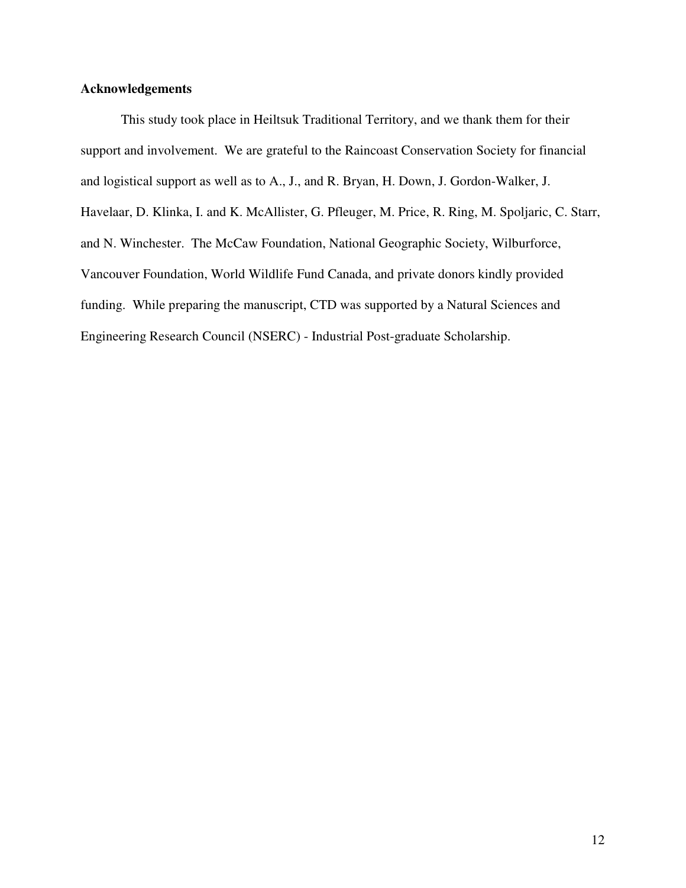## Acknowledgements

This study took place in Heiltsuk Traditional Territory, and we thank them for their support and involvement. We are grateful to the Raincoast Conservation Society for financial and logistical support as well as to A., J., and R. Bryan, H. Down, J. Gordon-Walker, J. Havelaar, D. Klinka, I. and K. McAllister, G. Pfleuger, M. Price, R. Ring, M. Spoljaric, C. Starr, and N. Winchester. The McCaw Foundation, National Geographic Society, Wilburforce, Vancouver Foundation, World Wildlife Fund Canada, and private donors kindly provided funding. While preparing the manuscript, CTD was supported by a Natural Sciences and Engineering Research Council (NSERC) - Industrial Post-graduate Scholarship.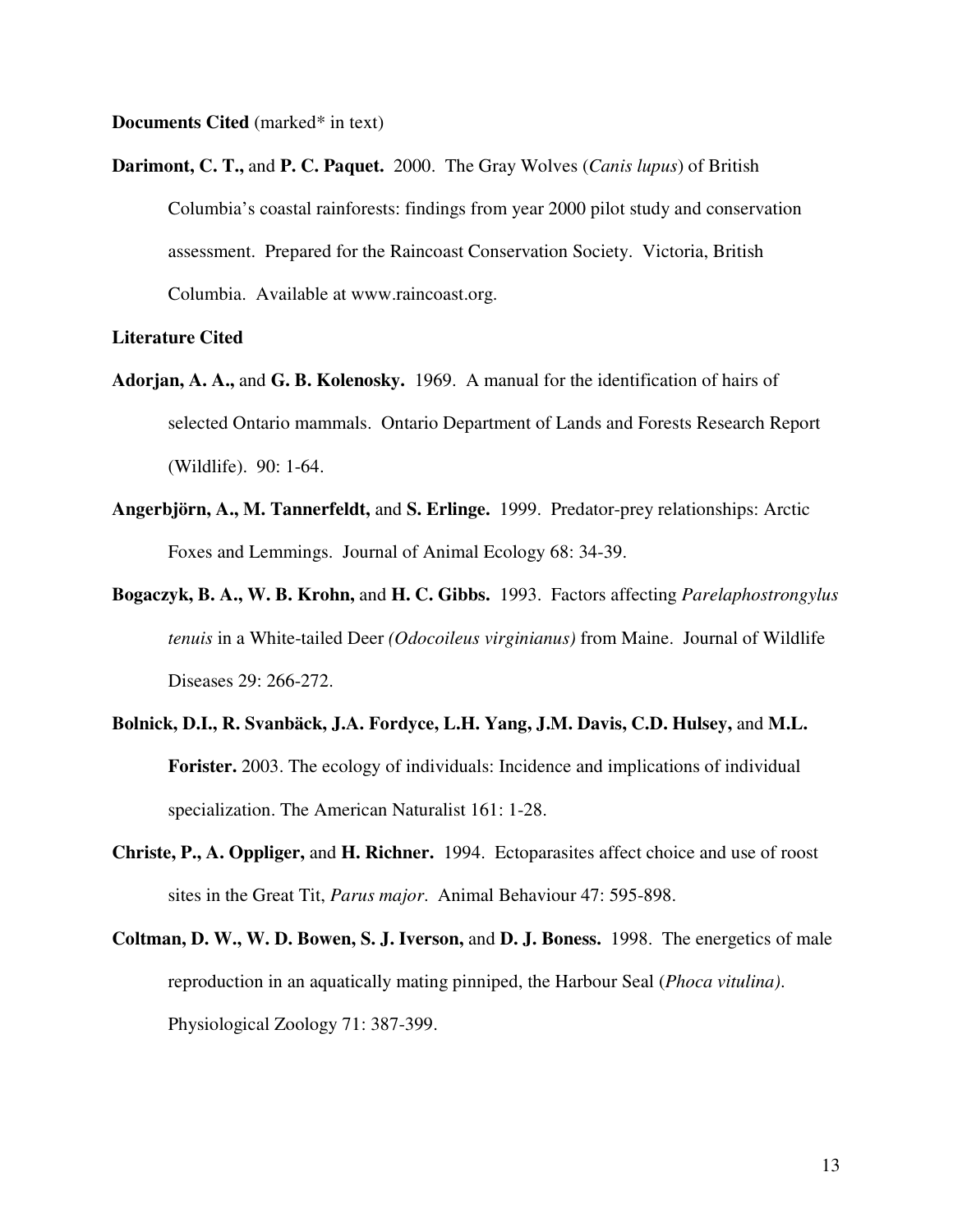**Documents Cited** (marked* in text)

**Darimont, C. T.,** and **P. C. Paquet.** 2000. The Gray Wolves (*Canis lupus*) of British Columbia's coastal rainforests: findings from year 2000 pilot study and conservation assessment. Prepared for the Raincoast Conservation Society. Victoria, British Columbia. Available at www.raincoast.org.

**Literature Cited**

**Adorjan, A. A.,** and **G. B. Kolenosky.** 1969. A manual for the identification of hairs of selected Ontario mammals. Ontario Department of Lands and Forests Research Report (Wildlife). 90: 1-64.

**Angerbjörn, A., M. Tannerfeldt,** and **S. Erlinge.** 1999. Predator-prey relationships: Arctic Foxes and Lemmings. Journal of Animal Ecology 68: 34-39.

**Bogaczyk, B. A., W. B. Krohn,** and **H. C. Gibbs.** 1993. Factors affecting *Parelaphostrongylus tenuis* in a White-tailed Deer *(Odocoileus virginianus)* from Maine. Journal of Wildlife Diseases 29: 266-272.

**Bolnick, D.I., R. Svanbäck, J.A. Fordyce, L.H. Yang, J.M. Davis, C.D. Hulsey,** and **M.L. Forister.** 2003. The ecology of individuals: Incidence and implications of individual specialization. The American Naturalist 161: 1-28.

**Christe, P., A. Oppliger,** and **H. Richner.** 1994. Ectoparasites affect choice and use of roost sites in the Great Tit, *Parus major*. Animal Behaviour 47: 595-898.

**Coltman, D. W., W. D. Bowen, S. J. Iverson,** and **D. J. Boness.** 1998. The energetics of male reproduction in an aquatically mating pinniped, the Harbour Seal (*Phoca vitulina)*. Physiological Zoology 71: 387-399.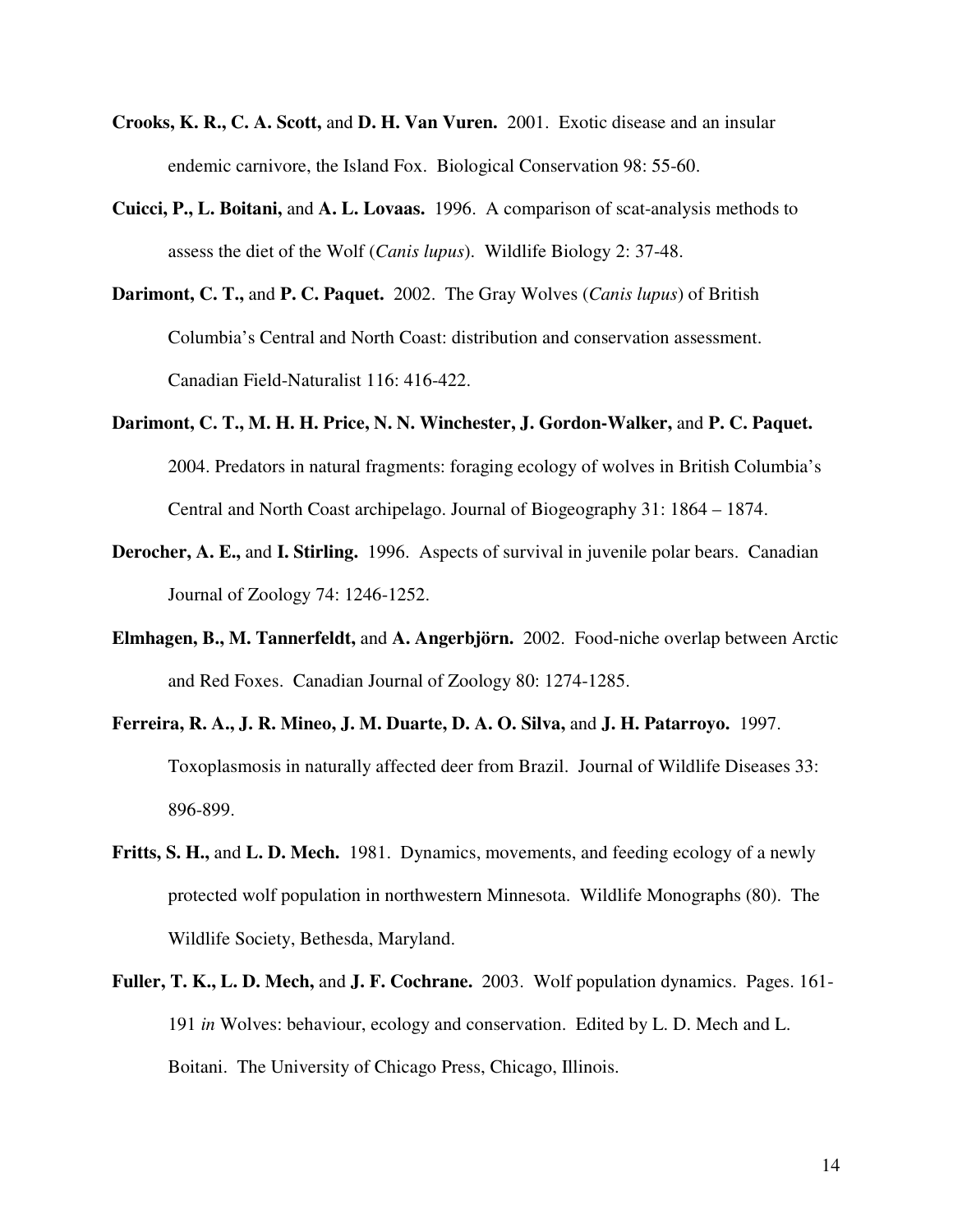**Crooks, K. R., C. A. Scott,** and **D. H. Van Vuren.** 2001. Exotic disease and an insular endemic carnivore, the Island Fox. Biological Conservation 98: 55-60.

**Cuicci, P., L. Boitani,** and **A. L. Lovaas.** 1996. A comparison of scat-analysis methods to assess the diet of the Wolf (*Canis lupus*). Wildlife Biology 2: 37-48.

**Darimont, C. T.,** and **P. C. Paquet.** 2002. The Gray Wolves (*Canis lupus*) of British Columbia's Central and North Coast: distribution and conservation assessment. Canadian Field-Naturalist 116: 416-422.

**Darimont, C. T., M. H. H. Price, N. N. Winchester, J. Gordon-Walker,** and **P. C. Paquet.** 2004. Predators in natural fragments: foraging ecology of wolves in British Columbia's Central and North Coast archipelago. Journal of Biogeography 31: 1864 – 1874.

**Derocher, A. E.,** and **I. Stirling.** 1996. Aspects of survival in juvenile polar bears. Canadian Journal of Zoology 74: 1246-1252.

**Elmhagen, B., M. Tannerfeldt,** and **A. Angerbjörn.** 2002. Food-niche overlap between Arctic and Red Foxes. Canadian Journal of Zoology 80: 1274-1285.

**Ferreira, R. A., J. R. Mineo, J. M. Duarte, D. A. O. Silva,** and **J. H. Patarroyo.** 1997. Toxoplasmosis in naturally affected deer from Brazil. Journal of Wildlife Diseases 33: 896-899.

**Fritts, S. H.,** and **L. D. Mech.** 1981. Dynamics, movements, and feeding ecology of a newly protected wolf population in northwestern Minnesota. Wildlife Monographs (80). The Wildlife Society, Bethesda, Maryland.

**Fuller, T. K., L. D. Mech,** and **J. F. Cochrane.** 2003. Wolf population dynamics. Pages. 161-191 *in* Wolves: behaviour, ecology and conservation. Edited by L. D. Mech and L. Boitani. The University of Chicago Press, Chicago, Illinois.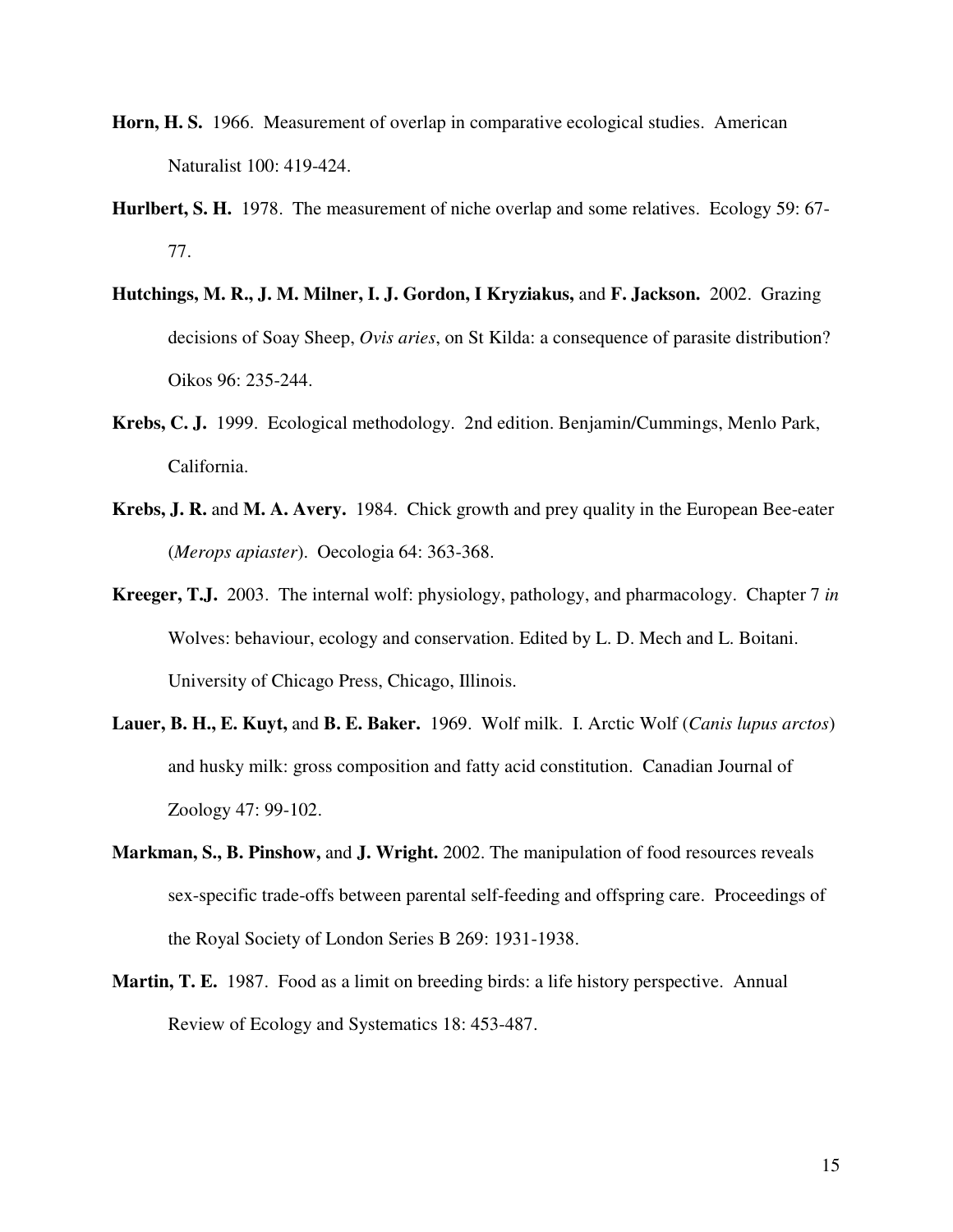**Horn, H. S.** 1966. Measurement of overlap in comparative ecological studies. American Naturalist 100: 419-424.

**Hurlbert, S. H.** 1978. The measurement of niche overlap and some relatives. Ecology 59: 67-77.

**Hutchings, M. R., J. M. Milner, I. J. Gordon, I Kryziakus,** and **F. Jackson.** 2002. Grazing decisions of Soay Sheep, *Ovis aries*, on St Kilda: a consequence of parasite distribution? Oikos 96: 235-244.

**Krebs, C. J.** 1999. Ecological methodology. 2nd edition. Benjamin/Cummings, Menlo Park, California.

**Krebs, J. R.** and **M. A. Avery.** 1984. Chick growth and prey quality in the European Bee-eater (*Merops apiaster*). Oecologia 64: 363-368.

**Kreeger, T.J.** 2003. The internal wolf: physiology, pathology, and pharmacology. Chapter 7 *in* Wolves: behaviour, ecology and conservation. Edited by L. D. Mech and L. Boitani. University of Chicago Press, Chicago, Illinois.

**Lauer, B. H., E. Kuyt,** and **B. E. Baker.** 1969. Wolf milk. I. Arctic Wolf (*Canis lupus arctos*) and husky milk: gross composition and fatty acid constitution. Canadian Journal of Zoology 47: 99-102.

**Markman, S., B. Pinshow,** and **J. Wright.** 2002. The manipulation of food resources reveals sex-specific trade-offs between parental self-feeding and offspring care. Proceedings of the Royal Society of London Series B 269: 1931-1938.

**Martin, T. E.** 1987. Food as a limit on breeding birds: a life history perspective. Annual Review of Ecology and Systematics 18: 453-487.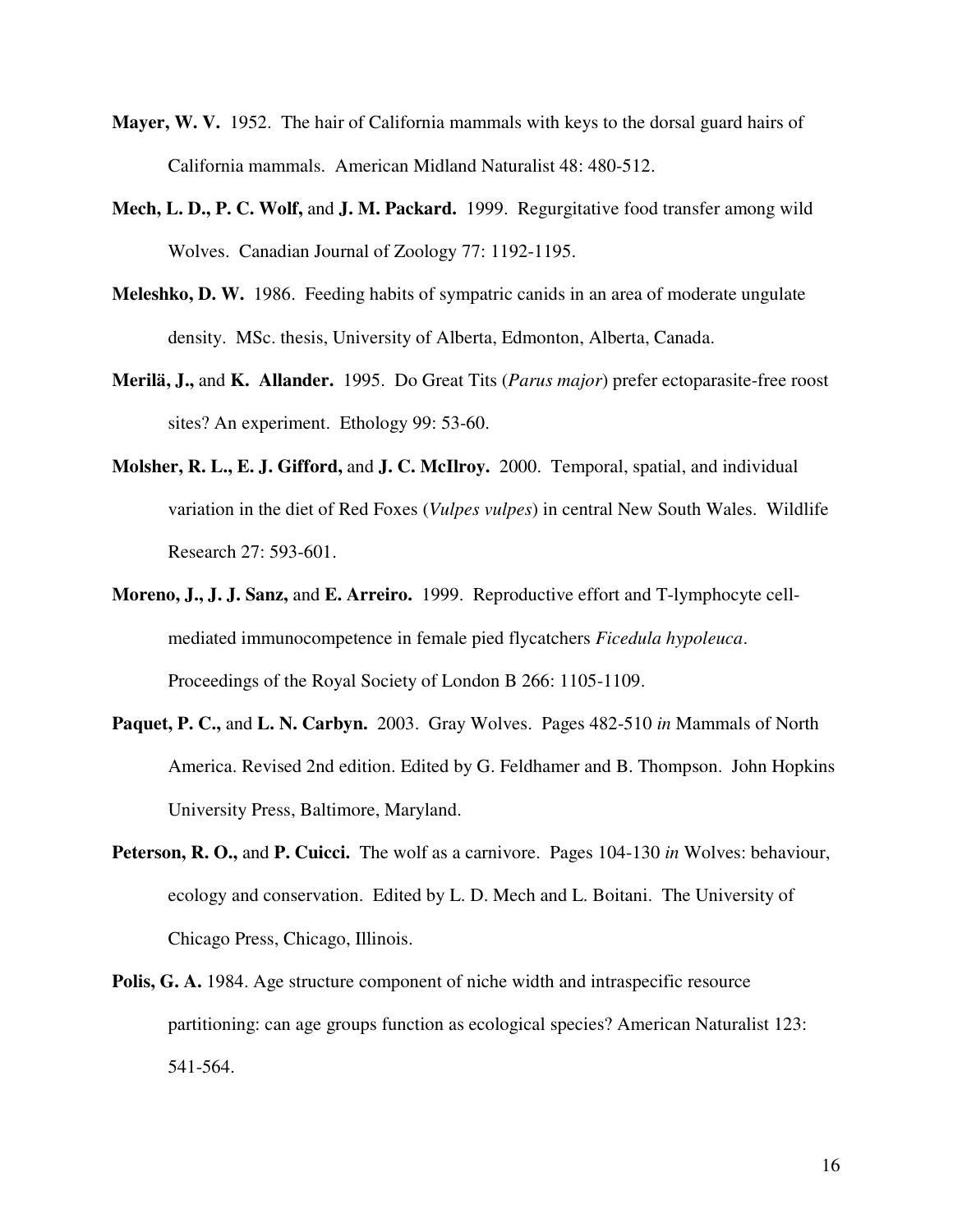**Mayer, W. V.** 1952. The hair of California mammals with keys to the dorsal guard hairs of California mammals. American Midland Naturalist 48: 480-512.

**Mech, L. D., P. C. Wolf,** and **J. M. Packard.** 1999. Regurgitative food transfer among wild Wolves. Canadian Journal of Zoology 77: 1192-1195.

**Meleshko, D. W.** 1986. Feeding habits of sympatric canids in an area of moderate ungulate density. MSc. thesis, University of Alberta, Edmonton, Alberta, Canada.

**Merilä, J.,** and **K. Allander.** 1995. Do Great Tits (*Parus major*) prefer ectoparasite-free roost sites? An experiment. Ethology 99: 53-60.

**Molsher, R. L., E. J. Gifford,** and **J. C. McIlroy.** 2000. Temporal, spatial, and individual variation in the diet of Red Foxes (*Vulpes vulpes*) in central New South Wales. Wildlife Research 27: 593-601.

**Moreno, J., J. J. Sanz,** and **E. Arreiro.** 1999. Reproductive effort and T-lymphocyte cell-mediated immunocompetence in female pied flycatchers *Ficedula hypoleuca*. Proceedings of the Royal Society of London B 266: 1105-1109.

**Paquet, P. C.,** and **L. N. Carbyn.** 2003. Gray Wolves. Pages 482-510 *in* Mammals of North America. Revised 2nd edition. Edited by G. Feldhamer and B. Thompson. John Hopkins University Press, Baltimore, Maryland.

**Peterson, R. O.,** and **P. Cuicci.** The wolf as a carnivore. Pages 104-130 *in* Wolves: behaviour, ecology and conservation. Edited by L. D. Mech and L. Boitani. The University of Chicago Press, Chicago, Illinois.

**Polis, G. A.** 1984. Age structure component of niche width and intraspecific resource partitioning: can age groups function as ecological species? American Naturalist 123: 541-564.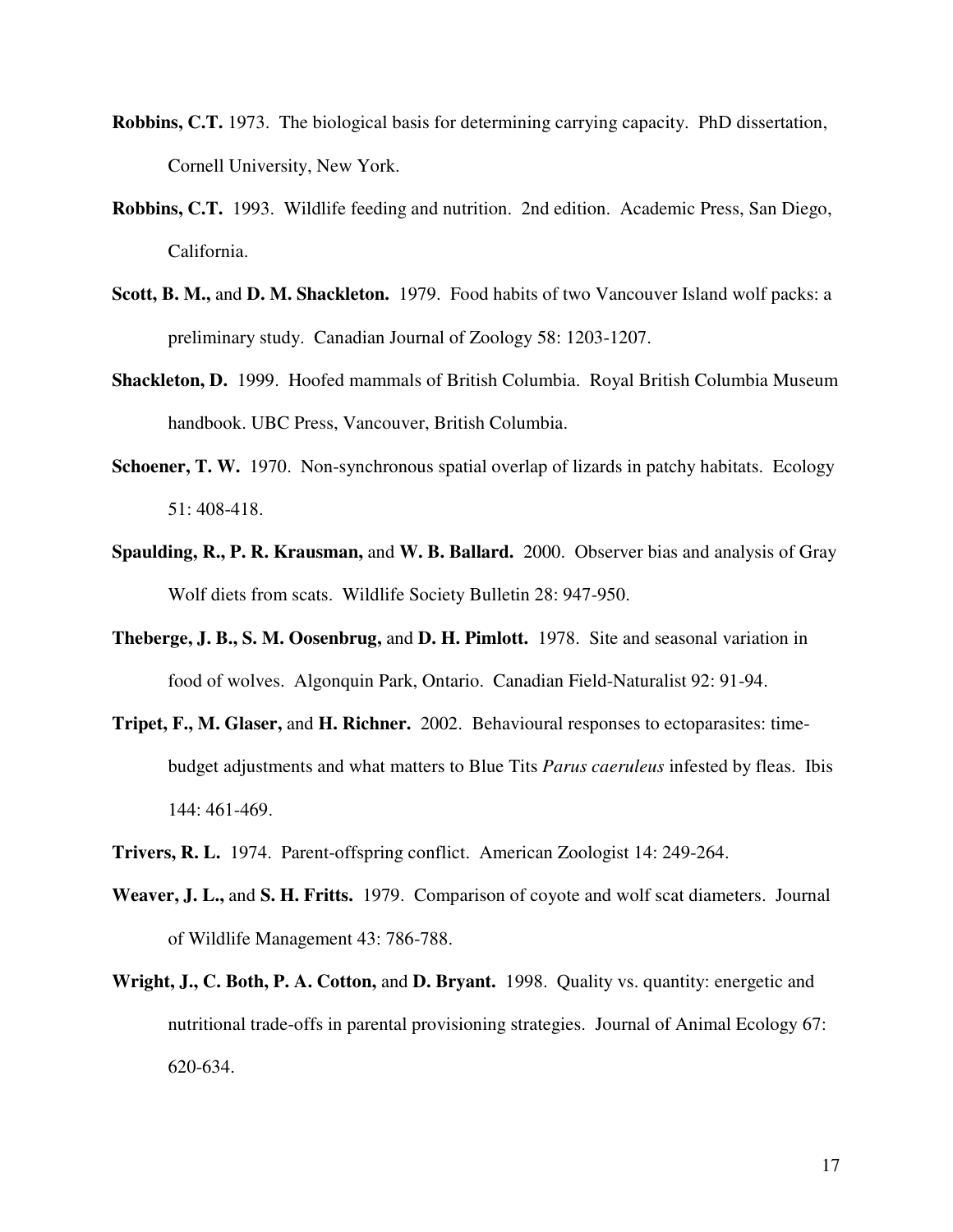**Robbins, C.T.** 1973. The biological basis for determining carrying capacity. PhD dissertation, Cornell University, New York.

**Robbins, C.T.** 1993. Wildlife feeding and nutrition. 2nd edition. Academic Press, San Diego, California.

**Scott, B. M.,** and **D. M. Shackleton.** 1979. Food habits of two Vancouver Island wolf packs: a preliminary study. Canadian Journal of Zoology 58: 1203-1207.

**Shackleton, D.** 1999. Hoofed mammals of British Columbia. Royal British Columbia Museum handbook. UBC Press, Vancouver, British Columbia.

**Schoener, T. W.** 1970. Non-synchronous spatial overlap of lizards in patchy habitats. Ecology 51: 408-418.

**Spaulding, R., P. R. Krausman,** and **W. B. Ballard.** 2000. Observer bias and analysis of Gray Wolf diets from scats. Wildlife Society Bulletin 28: 947-950.

**Theberge, J. B., S. M. Oosenbrug,** and **D. H. Pimlott.** 1978. Site and seasonal variation in food of wolves. Algonquin Park, Ontario. Canadian Field-Naturalist 92: 91-94.

**Tripet, F., M. Glaser,** and **H. Richner.** 2002. Behavioural responses to ectoparasites: time-budget adjustments and what matters to Blue Tits *Parus caeruleus* infested by fleas. Ibis 144: 461-469.

**Trivers, R. L.** 1974. Parent-offspring conflict. American Zoologist 14: 249-264.

**Weaver, J. L.,** and **S. H. Fritts.** 1979. Comparison of coyote and wolf scat diameters. Journal of Wildlife Management 43: 786-788.

**Wright, J., C. Both, P. A. Cotton,** and **D. Bryant.** 1998. Quality vs. quantity: energetic and nutritional trade-offs in parental provisioning strategies. Journal of Animal Ecology 67: 620-634.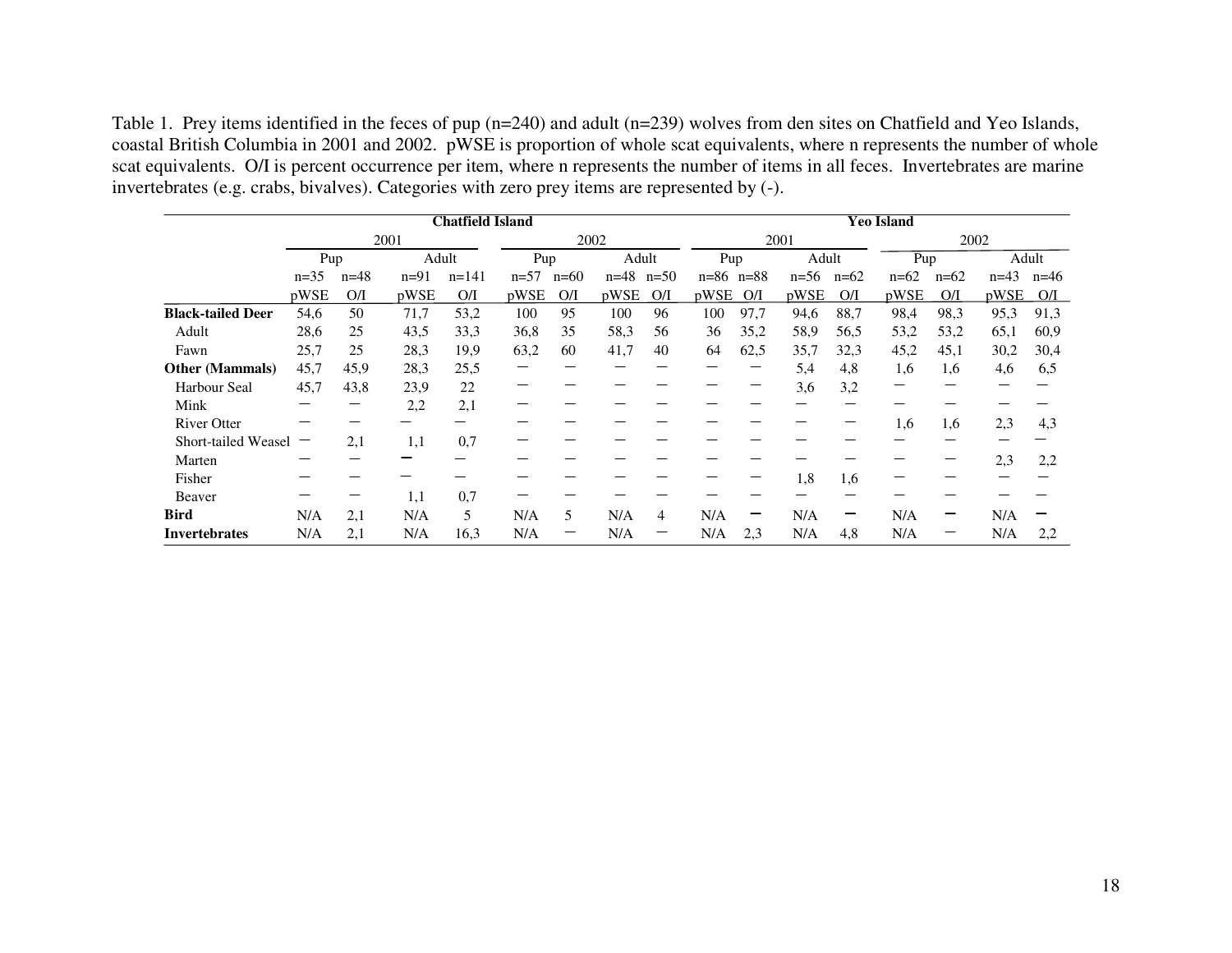Table 1. Prey items identified in the feces of pup (n=240) and adult (n=239) wolves from den sites on Chatfield and Yeo Islands, coastal British Columbia in 2001 and 2002. pWSE is proportion of whole scat equivalents, where n represents the number of whole scat equivalents. O/I is percent occurrence per item, where n represents the number of items in all feces. Invertebrates are marine invertebrates (e.g. crabs, bivalves). Categories with zero prey items are represented by (-).

| | Chatfield Island | | | | | | | | Yeo Island | | | | | | | |
|---|---|---|---|---|---|---|---|---|---|---|---|---|---|---|---|---|
| | 2001 | | | | 2002 | | | | 2001 | | | | 2002 | | | |
| | Pup | | Adult | | Pup | | Adult | | Pup | | Adult | | Pup | | Adult | |
| | n=35 | n=48 | n=91 | n=141 | n=57 | n=60 | n=48 | n=50 | n=86 | n=88 | n=56 | n=62 | n=62 | n=62 | n=43 | n=46 |
| | pWSE | O/I | pWSE | O/I | pWSE | O/I | pWSE | O/I | pWSE | O/I | pWSE | O/I | pWSE | O/I | pWSE | O/I |
| **Black-tailed Deer** | 54,6 | 50 | 71,7 | 53,2 | 100 | 95 | 100 | 96 | 100 | 97,7 | 94,6 | 88,7 | 98,4 | 98,3 | 95,3 | 91,3 |
| Adult | 28,6 | 25 | 43,5 | 33,3 | 36,8 | 35 | 58,3 | 56 | 36 | 35,2 | 58,9 | 56,5 | 53,2 | 53,2 | 65,1 | 60,9 |
| Fawn | 25,7 | 25 | 28,3 | 19,9 | 63,2 | 60 | 41,7 | 40 | 64 | 62,5 | 35,7 | 32,3 | 45,2 | 45,1 | 30,2 | 30,4 |
| **Other (Mammals)** | 45,7 | 45,9 | 28,3 | 25,5 | – | – | – | – | – | – | 5,4 | 4,8 | 1,6 | 1,6 | 4,6 | 6,5 |
| Harbour Seal | 45,7 | 43,8 | 23,9 | 22 | – | – | – | – | – | – | 3,6 | 3,2 | – | – | – | – |
| Mink | – | – | 2,2 | 2,1 | – | – | – | – | – | – | – | – | – | – | – | – |
| River Otter | – | – | – | – | – | – | – | – | – | – | – | – | 1,6 | 1,6 | 2,3 | 4,3 |
| Short-tailed Weasel | – | 2,1 | 1,1 | 0,7 | – | – | – | – | – | – | – | – | – | – | – | – |
| Marten | – | – | – | – | – | – | – | – | – | – | – | – | – | – | 2,3 | 2,2 |
| Fisher | – | – | – | – | – | – | – | – | – | – | 1,8 | 1,6 | – | – | – | – |
| Beaver | – | – | 1,1 | 0,7 | – | – | – | – | – | – | – | – | – | – | – | – |
| **Bird** | N/A | 2,1 | N/A | 5 | N/A | 5 | N/A | 4 | N/A | – | N/A | – | N/A | – | N/A | – |
| **Invertebrates** | N/A | 2,1 | N/A | 16,3 | N/A | – | N/A | – | N/A | 2,3 | N/A | 4,8 | N/A | – | N/A | 2,2 |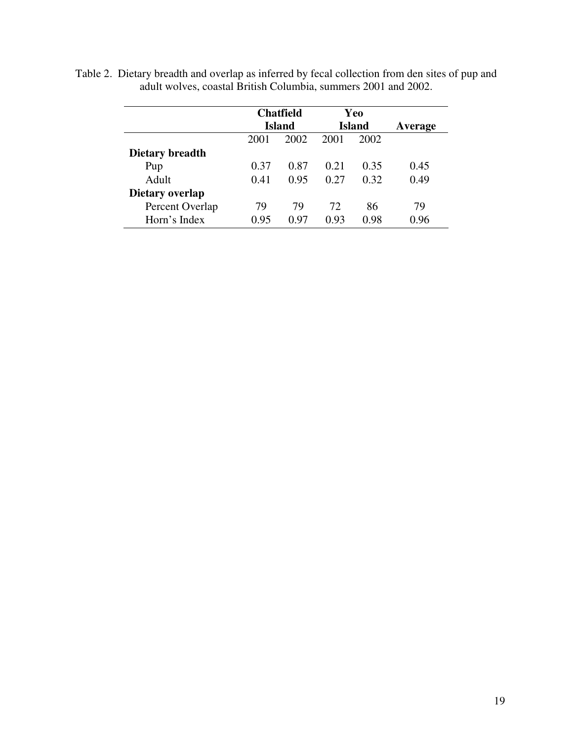Table 2. Dietary breadth and overlap as inferred by fecal collection from den sites of pup and adult wolves, coastal British Columbia, summers 2001 and 2002.

| | **Chatfield Island** | | **Yeo Island** | | **Average** |
|---|---|---|---|---|---|
| | 2001 | 2002 | 2001 | 2002 | |
| **Dietary breadth** | | | | | |
| Pup | 0.37 | 0.87 | 0.21 | 0.35 | 0.45 |
| Adult | 0.41 | 0.95 | 0.27 | 0.32 | 0.49 |
| **Dietary overlap** | | | | | |
| Percent Overlap | 79 | 79 | 72 | 86 | 79 |
| Horn's Index | 0.95 | 0.97 | 0.93 | 0.98 | 0.96 |